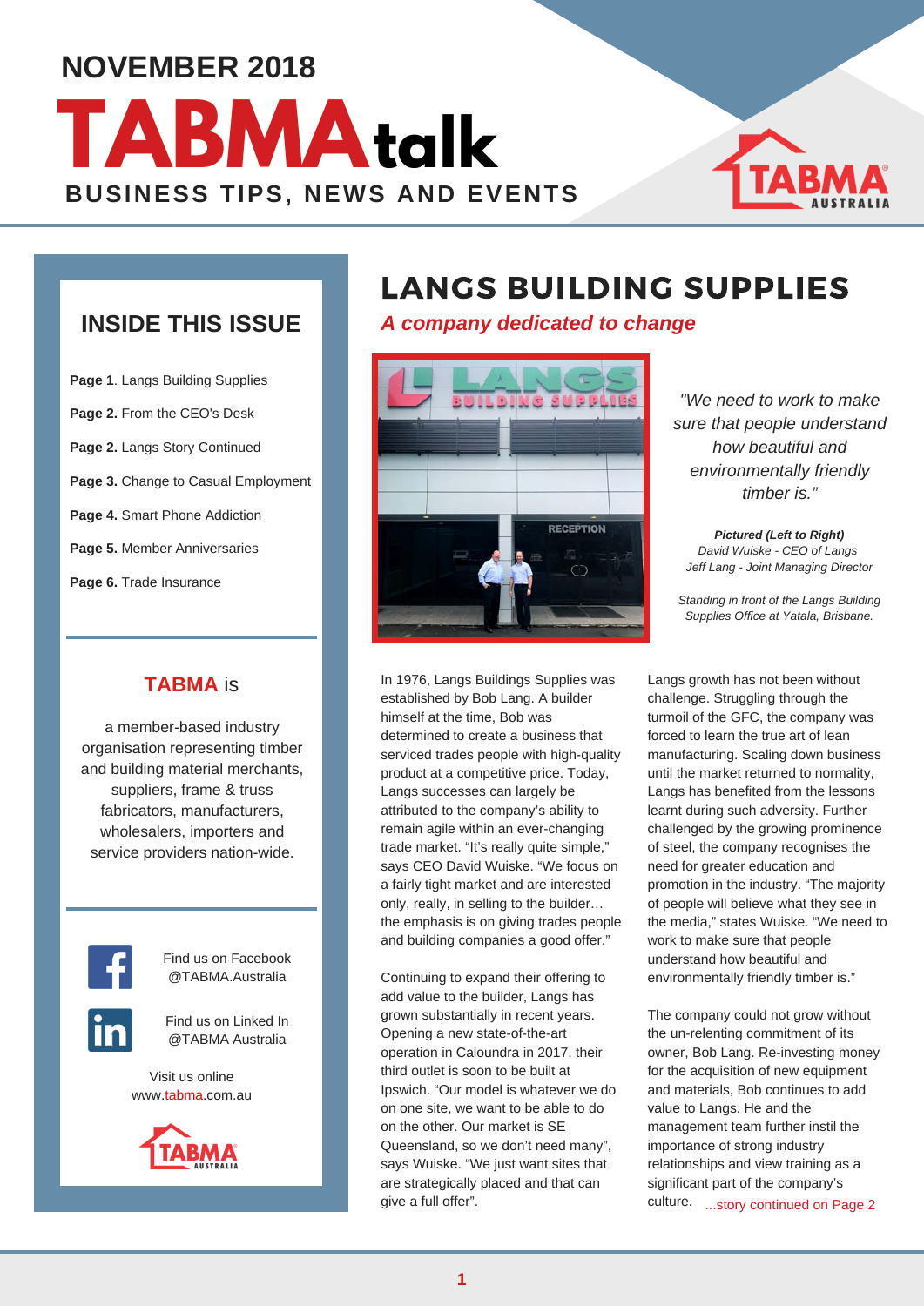# NOVEMBER 2018

# TABMAtalk

**BUSINESS TIPS, NEWS AND EVENTS**

## INSIDE THIS ISSUE

**Page 1**. Langs Building Supplies

**Page 2.** From the CEO's Desk

**Page 2.** Langs Story Continued

**Page 3.** Change to Casual Employment

**Page 4.** Smart Phone Addiction

**Page 5.** Member Anniversaries

**Page 6.** Trade Insurance

### TABMA is

a member-based industry organisation representing timber and building material merchants, suppliers, frame & truss fabricators, manufacturers, wholesalers, importers and service providers nation-wide.

Find us on Facebook @TABMA.Australia

Find us on Linked In @TABMA Australia

Visit us online www.tabma.com.au

# LANGS BUILDING SUPPLIES

***A company dedicated to change***

*"We need to work to make sure that people understand how beautiful and environmentally friendly timber is."*

***Pictured (Left to Right)***
*David Wuiske - CEO of Langs*
*Jeff Lang - Joint Managing Director*

*Standing in front of the Langs Building Supplies Office at Yatala, Brisbane.*

In 1976, Langs Buildings Supplies was established by Bob Lang. A builder himself at the time, Bob was determined to create a business that serviced trades people with high-quality product at a competitive price. Today, Langs successes can largely be attributed to the company's ability to remain agile within an ever-changing trade market. "It's really quite simple," says CEO David Wuiske. "We focus on a fairly tight market and are interested only, really, in selling to the builder… the emphasis is on giving trades people and building companies a good offer."

Continuing to expand their offering to add value to the builder, Langs has grown substantially in recent years. Opening a new state-of-the-art operation in Caloundra in 2017, their third outlet is soon to be built at Ipswich. "Our model is whatever we do on one site, we want to be able to do on the other. Our market is SE Queensland, so we don't need many", says Wuiske. "We just want sites that are strategically placed and that can give a full offer".

Langs growth has not been without challenge. Struggling through the turmoil of the GFC, the company was forced to learn the true art of lean manufacturing. Scaling down business until the market returned to normality, Langs has benefited from the lessons learnt during such adversity. Further challenged by the growing prominence of steel, the company recognises the need for greater education and promotion in the industry. "The majority of people will believe what they see in the media," states Wuiske. "We need to work to make sure that people understand how beautiful and environmentally friendly timber is."

The company could not grow without the un-relenting commitment of its owner, Bob Lang. Re-investing money for the acquisition of new equipment and materials, Bob continues to add value to Langs. He and the management team further instil the importance of strong industry relationships and view training as a significant part of the company's culture. ...story continued on Page 2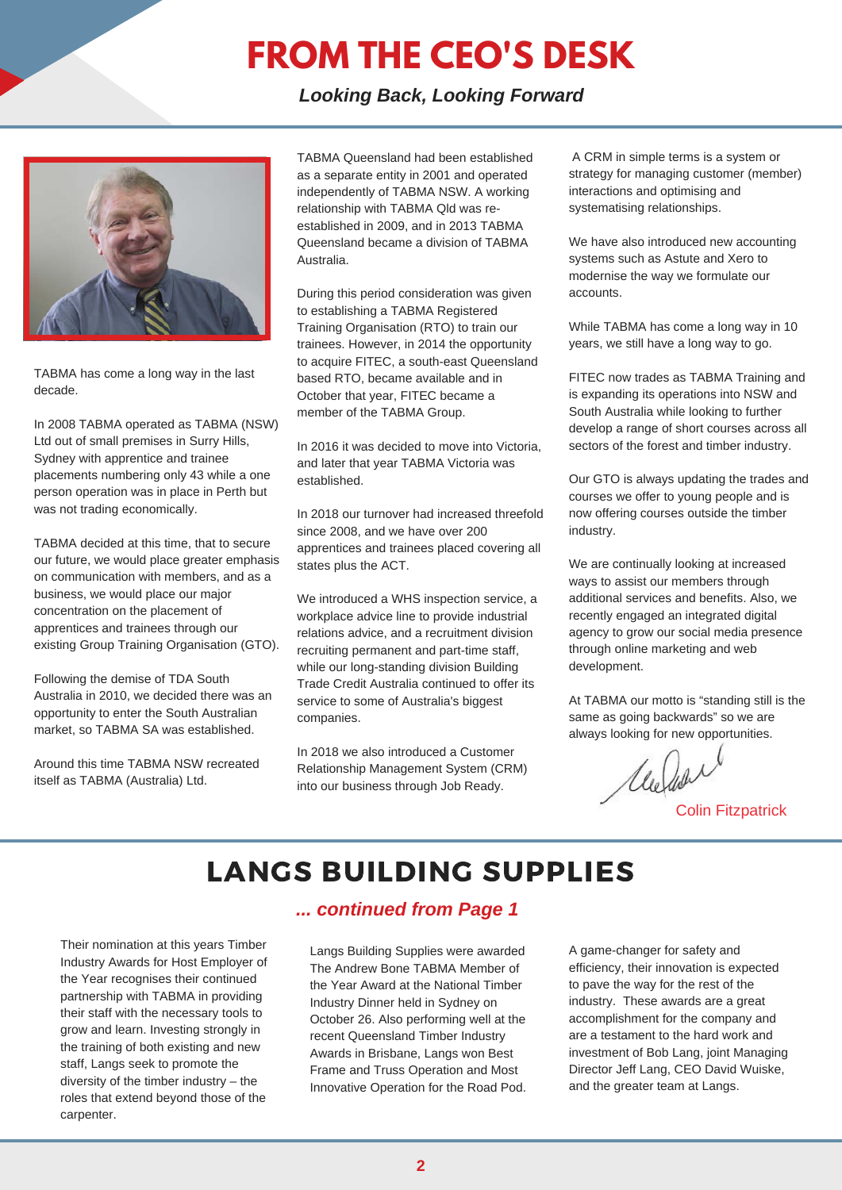# FROM THE CEO'S DESK

***Looking Back, Looking Forward***

TABMA has come a long way in the last decade.

In 2008 TABMA operated as TABMA (NSW) Ltd out of small premises in Surry Hills, Sydney with apprentice and trainee placements numbering only 43 while a one person operation was in place in Perth but was not trading economically.

TABMA decided at this time, that to secure our future, we would place greater emphasis on communication with members, and as a business, we would place our major concentration on the placement of apprentices and trainees through our existing Group Training Organisation (GTO).

Following the demise of TDA South Australia in 2010, we decided there was an opportunity to enter the South Australian market, so TABMA SA was established.

Around this time TABMA NSW recreated itself as TABMA (Australia) Ltd.

TABMA Queensland had been established as a separate entity in 2001 and operated independently of TABMA NSW. A working relationship with TABMA Qld was re-established in 2009, and in 2013 TABMA Queensland became a division of TABMA Australia.

During this period consideration was given to establishing a TABMA Registered Training Organisation (RTO) to train our trainees. However, in 2014 the opportunity to acquire FITEC, a south-east Queensland based RTO, became available and in October that year, FITEC became a member of the TABMA Group.

In 2016 it was decided to move into Victoria, and later that year TABMA Victoria was established.

In 2018 our turnover had increased threefold since 2008, and we have over 200 apprentices and trainees placed covering all states plus the ACT.

We introduced a WHS inspection service, a workplace advice line to provide industrial relations advice, and a recruitment division recruiting permanent and part-time staff, while our long-standing division Building Trade Credit Australia continued to offer its service to some of Australia's biggest companies.

In 2018 we also introduced a Customer Relationship Management System (CRM) into our business through Job Ready.

A CRM in simple terms is a system or strategy for managing customer (member) interactions and optimising and systematising relationships.

We have also introduced new accounting systems such as Astute and Xero to modernise the way we formulate our accounts.

While TABMA has come a long way in 10 years, we still have a long way to go.

FITEC now trades as TABMA Training and is expanding its operations into NSW and South Australia while looking to further develop a range of short courses across all sectors of the forest and timber industry.

Our GTO is always updating the trades and courses we offer to young people and is now offering courses outside the timber industry.

We are continually looking at increased ways to assist our members through additional services and benefits. Also, we recently engaged an integrated digital agency to grow our social media presence through online marketing and web development.

At TABMA our motto is "standing still is the same as going backwards" so we are always looking for new opportunities.

Colin Fitzpatrick

# LANGS BUILDING SUPPLIES

***... continued from Page 1***

Their nomination at this years Timber Industry Awards for Host Employer of the Year recognises their continued partnership with TABMA in providing their staff with the necessary tools to grow and learn. Investing strongly in the training of both existing and new staff, Langs seek to promote the diversity of the timber industry – the roles that extend beyond those of the carpenter.

Langs Building Supplies were awarded The Andrew Bone TABMA Member of the Year Award at the National Timber Industry Dinner held in Sydney on October 26. Also performing well at the recent Queensland Timber Industry Awards in Brisbane, Langs won Best Frame and Truss Operation and Most Innovative Operation for the Road Pod.

A game-changer for safety and efficiency, their innovation is expected to pave the way for the rest of the industry. These awards are a great accomplishment for the company and are a testament to the hard work and investment of Bob Lang, joint Managing Director Jeff Lang, CEO David Wuiske, and the greater team at Langs.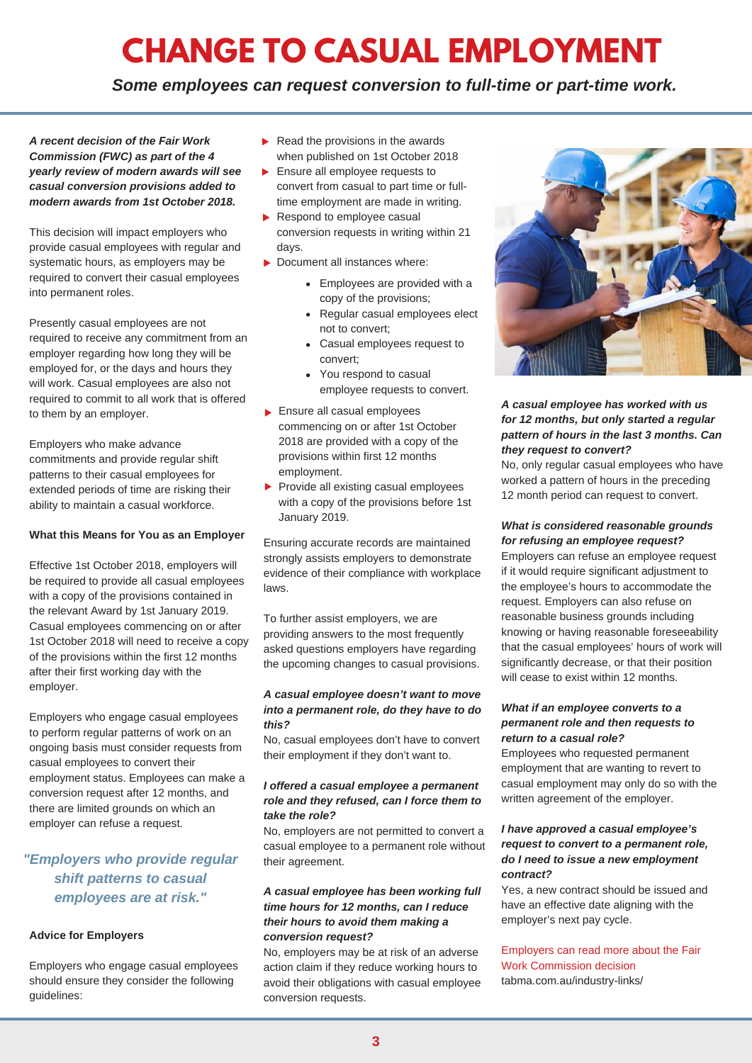# CHANGE TO CASUAL EMPLOYMENT

***Some employees can request conversion to full-time or part-time work.***

***A recent decision of the Fair Work Commission (FWC) as part of the 4 yearly review of modern awards will see casual conversion provisions added to modern awards from 1st October 2018.***

This decision will impact employers who provide casual employees with regular and systematic hours, as employers may be required to convert their casual employees into permanent roles.

Presently casual employees are not required to receive any commitment from an employer regarding how long they will be employed for, or the days and hours they will work. Casual employees are also not required to commit to all work that is offered to them by an employer.

Employers who make advance commitments and provide regular shift patterns to their casual employees for extended periods of time are risking their ability to maintain a casual workforce.

**What this Means for You as an Employer**

Effective 1st October 2018, employers will be required to provide all casual employees with a copy of the provisions contained in the relevant Award by 1st January 2019. Casual employees commencing on or after 1st October 2018 will need to receive a copy of the provisions within the first 12 months after their first working day with the employer.

Employers who engage casual employees to perform regular patterns of work on an ongoing basis must consider requests from casual employees to convert their employment status. Employees can make a conversion request after 12 months, and there are limited grounds on which an employer can refuse a request.

> ***"Employers who provide regular shift patterns to casual employees are at risk."***

**Advice for Employers**

Employers who engage casual employees should ensure they consider the following guidelines:

- Read the provisions in the awards when published on 1st October 2018
- Ensure all employee requests to convert from casual to part time or full-time employment are made in writing.
- Respond to employee casual conversion requests in writing within 21 days.
- Document all instances where:
  - Employees are provided with a copy of the provisions;
  - Regular casual employees elect not to convert;
  - Casual employees request to convert;
  - You respond to casual employee requests to convert.
- Ensure all casual employees commencing on or after 1st October 2018 are provided with a copy of the provisions within first 12 months employment.
- Provide all existing casual employees with a copy of the provisions before 1st January 2019.

Ensuring accurate records are maintained strongly assists employers to demonstrate evidence of their compliance with workplace laws.

To further assist employers, we are providing answers to the most frequently asked questions employers have regarding the upcoming changes to casual provisions.

***A casual employee doesn't want to move into a permanent role, do they have to do this?***

No, casual employees don't have to convert their employment if they don't want to.

***I offered a casual employee a permanent role and they refused, can I force them to take the role?***

No, employers are not permitted to convert a casual employee to a permanent role without their agreement.

***A casual employee has been working full time hours for 12 months, can I reduce their hours to avoid them making a conversion request?***

No, employers may be at risk of an adverse action claim if they reduce working hours to avoid their obligations with casual employee conversion requests.

***A casual employee has worked with us for 12 months, but only started a regular pattern of hours in the last 3 months. Can they request to convert?***

No, only regular casual employees who have worked a pattern of hours in the preceding 12 month period can request to convert.

***What is considered reasonable grounds for refusing an employee request?***

Employers can refuse an employee request if it would require significant adjustment to the employee's hours to accommodate the request. Employers can also refuse on reasonable business grounds including knowing or having reasonable foreseeability that the casual employees' hours of work will significantly decrease, or that their position will cease to exist within 12 months.

***What if an employee converts to a permanent role and then requests to return to a casual role?***

Employees who requested permanent employment that are wanting to revert to casual employment may only do so with the written agreement of the employer.

***I have approved a casual employee's request to convert to a permanent role, do I need to issue a new employment contract?***

Yes, a new contract should be issued and have an effective date aligning with the employer's next pay cycle.

Employers can read more about the Fair Work Commission decision
tabma.com.au/industry-links/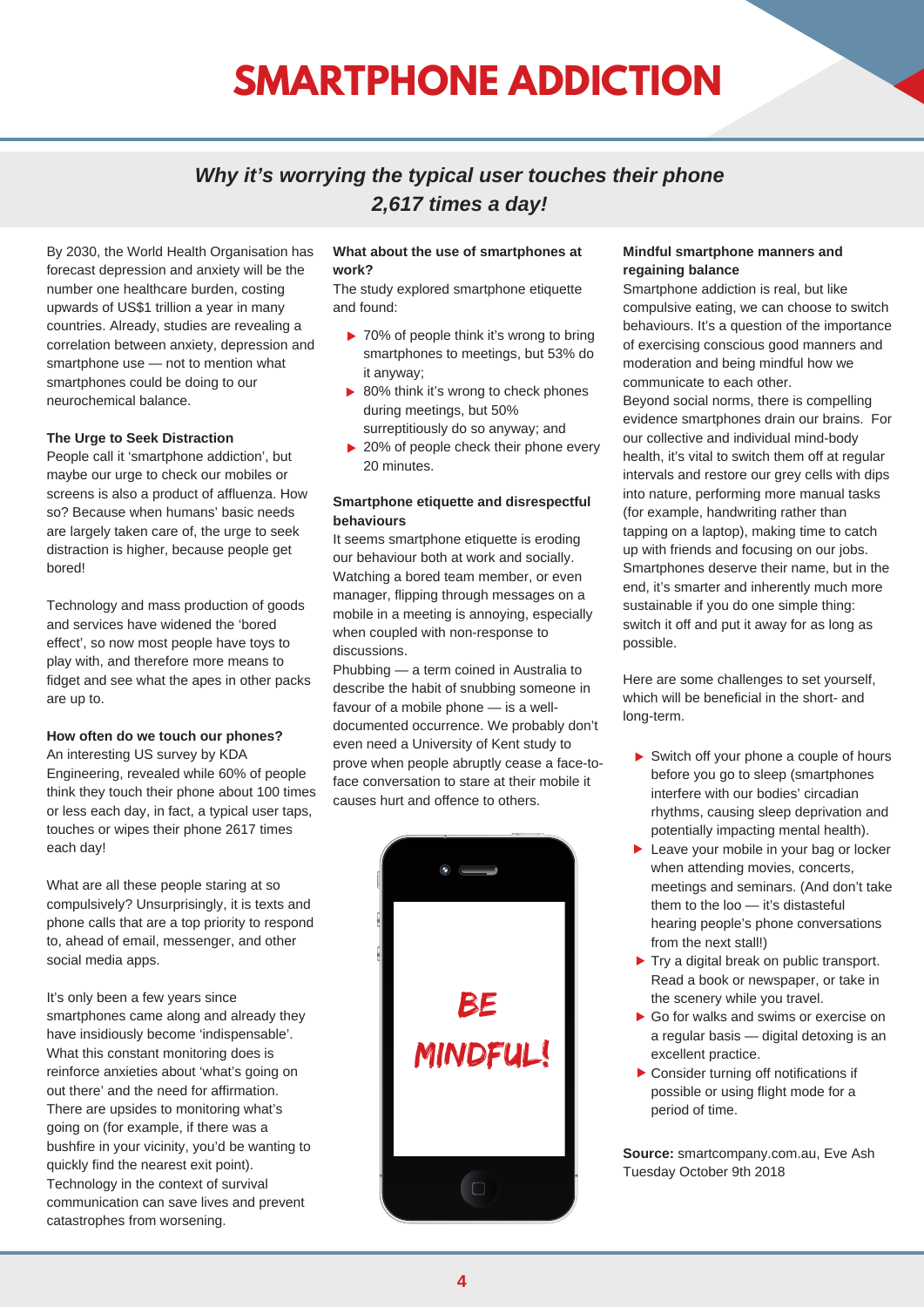# SMARTPHONE ADDICTION

## *Why it's worrying the typical user touches their phone 2,617 times a day!*

By 2030, the World Health Organisation has forecast depression and anxiety will be the number one healthcare burden, costing upwards of US$1 trillion a year in many countries. Already, studies are revealing a correlation between anxiety, depression and smartphone use — not to mention what smartphones could be doing to our neurochemical balance.

**The Urge to Seek Distraction**

People call it 'smartphone addiction', but maybe our urge to check our mobiles or screens is also a product of affluenza. How so? Because when humans' basic needs are largely taken care of, the urge to seek distraction is higher, because people get bored!

Technology and mass production of goods and services have widened the 'bored effect', so now most people have toys to play with, and therefore more means to fidget and see what the apes in other packs are up to.

**How often do we touch our phones?**

An interesting US survey by KDA Engineering, revealed while 60% of people think they touch their phone about 100 times or less each day, in fact, a typical user taps, touches or wipes their phone 2617 times each day!

What are all these people staring at so compulsively? Unsurprisingly, it is texts and phone calls that are a top priority to respond to, ahead of email, messenger, and other social media apps.

It's only been a few years since smartphones came along and already they have insidiously become 'indispensable'. What this constant monitoring does is reinforce anxieties about 'what's going on out there' and the need for affirmation. There are upsides to monitoring what's going on (for example, if there was a bushfire in your vicinity, you'd be wanting to quickly find the nearest exit point). Technology in the context of survival communication can save lives and prevent catastrophes from worsening.

**What about the use of smartphones at work?**

The study explored smartphone etiquette and found:

- 70% of people think it's wrong to bring smartphones to meetings, but 53% do it anyway;
- 80% think it's wrong to check phones during meetings, but 50% surreptitiously do so anyway; and
- 20% of people check their phone every 20 minutes.

**Smartphone etiquette and disrespectful behaviours**

It seems smartphone etiquette is eroding our behaviour both at work and socially. Watching a bored team member, or even manager, flipping through messages on a mobile in a meeting is annoying, especially when coupled with non-response to discussions.

Phubbing — a term coined in Australia to describe the habit of snubbing someone in favour of a mobile phone — is a well-documented occurrence. We probably don't even need a University of Kent study to prove when people abruptly cease a face-to-face conversation to stare at their mobile it causes hurt and offence to others.

BE MINDFUL!

**Mindful smartphone manners and regaining balance**

Smartphone addiction is real, but like compulsive eating, we can choose to switch behaviours. It's a question of the importance of exercising conscious good manners and moderation and being mindful how we communicate to each other.

Beyond social norms, there is compelling evidence smartphones drain our brains. For our collective and individual mind-body health, it's vital to switch them off at regular intervals and restore our grey cells with dips into nature, performing more manual tasks (for example, handwriting rather than tapping on a laptop), making time to catch up with friends and focusing on our jobs. Smartphones deserve their name, but in the end, it's smarter and inherently much more sustainable if you do one simple thing: switch it off and put it away for as long as possible.

Here are some challenges to set yourself, which will be beneficial in the short- and long-term.

- Switch off your phone a couple of hours before you go to sleep (smartphones interfere with our bodies' circadian rhythms, causing sleep deprivation and potentially impacting mental health).
- Leave your mobile in your bag or locker when attending movies, concerts, meetings and seminars. (And don't take them to the loo — it's distasteful hearing people's phone conversations from the next stall!)
- Try a digital break on public transport. Read a book or newspaper, or take in the scenery while you travel.
- Go for walks and swims or exercise on a regular basis — digital detoxing is an excellent practice.
- Consider turning off notifications if possible or using flight mode for a period of time.

**Source:** smartcompany.com.au, Eve Ash Tuesday October 9th 2018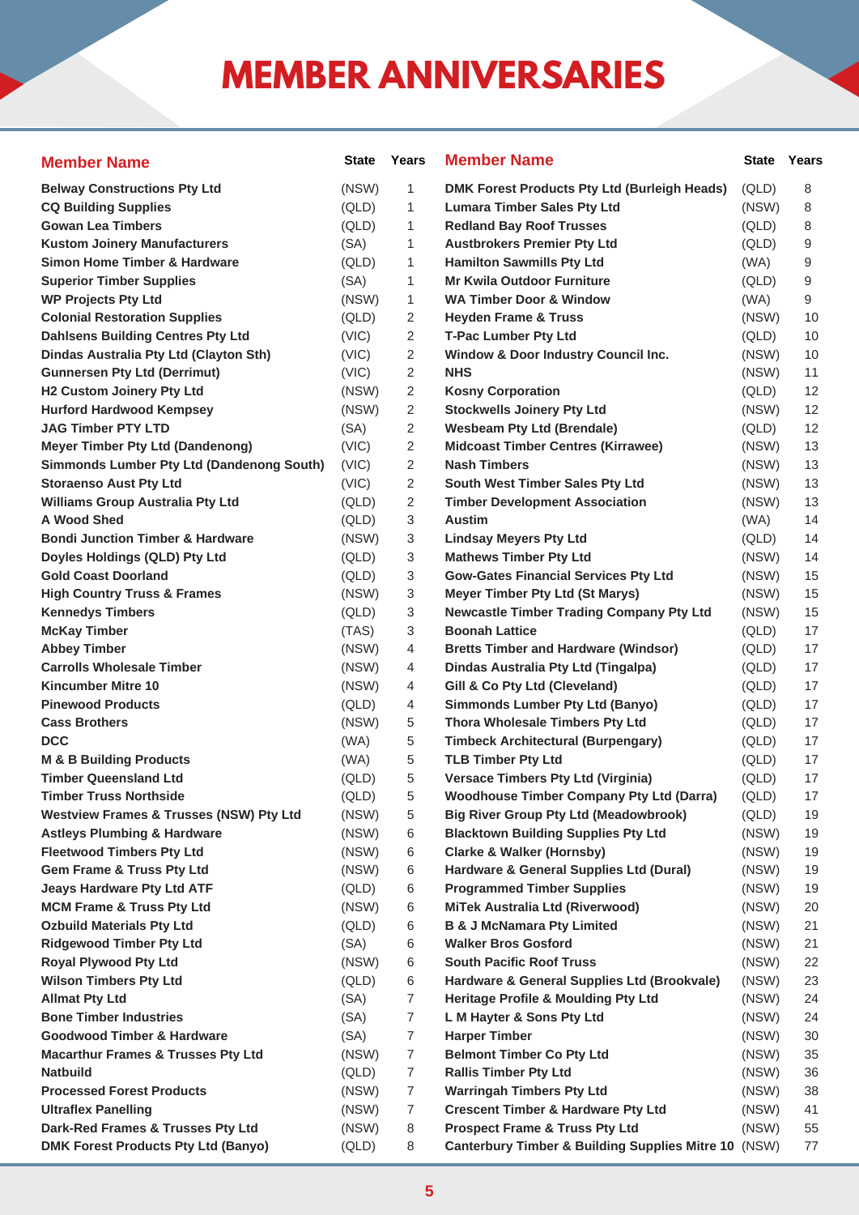# MEMBER ANNIVERSARIES

| Member Name | State | Years |
|---|---|---|
| Belway Constructions Pty Ltd | (NSW) | 1 |
| CQ Building Supplies | (QLD) | 1 |
| Gowan Lea Timbers | (QLD) | 1 |
| Kustom Joinery Manufacturers | (SA) | 1 |
| Simon Home Timber & Hardware | (QLD) | 1 |
| Superior Timber Supplies | (SA) | 1 |
| WP Projects Pty Ltd | (NSW) | 1 |
| Colonial Restoration Supplies | (QLD) | 2 |
| Dahlsens Building Centres Pty Ltd | (VIC) | 2 |
| Dindas Australia Pty Ltd (Clayton Sth) | (VIC) | 2 |
| Gunnersen Pty Ltd (Derrimut) | (VIC) | 2 |
| H2 Custom Joinery Pty Ltd | (NSW) | 2 |
| Hurford Hardwood Kempsey | (NSW) | 2 |
| JAG Timber PTY LTD | (SA) | 2 |
| Meyer Timber Pty Ltd (Dandenong) | (VIC) | 2 |
| Simmonds Lumber Pty Ltd (Dandenong South) | (VIC) | 2 |
| Storaenso Aust Pty Ltd | (VIC) | 2 |
| Williams Group Australia Pty Ltd | (QLD) | 2 |
| A Wood Shed | (QLD) | 3 |
| Bondi Junction Timber & Hardware | (NSW) | 3 |
| Doyles Holdings (QLD) Pty Ltd | (QLD) | 3 |
| Gold Coast Doorland | (QLD) | 3 |
| High Country Truss & Frames | (NSW) | 3 |
| Kennedys Timbers | (QLD) | 3 |
| McKay Timber | (TAS) | 3 |
| Abbey Timber | (NSW) | 4 |
| Carrolls Wholesale Timber | (NSW) | 4 |
| Kincumber Mitre 10 | (NSW) | 4 |
| Pinewood Products | (QLD) | 4 |
| Cass Brothers | (NSW) | 5 |
| DCC | (WA) | 5 |
| M & B Building Products | (WA) | 5 |
| Timber Queensland Ltd | (QLD) | 5 |
| Timber Truss Northside | (QLD) | 5 |
| Westview Frames & Trusses (NSW) Pty Ltd | (NSW) | 5 |
| Astleys Plumbing & Hardware | (NSW) | 6 |
| Fleetwood Timbers Pty Ltd | (NSW) | 6 |
| Gem Frame & Truss Pty Ltd | (NSW) | 6 |
| Jeays Hardware Pty Ltd ATF | (QLD) | 6 |
| MCM Frame & Truss Pty Ltd | (NSW) | 6 |
| Ozbuild Materials Pty Ltd | (QLD) | 6 |
| Ridgewood Timber Pty Ltd | (SA) | 6 |
| Royal Plywood Pty Ltd | (NSW) | 6 |
| Wilson Timbers Pty Ltd | (QLD) | 6 |
| Allmat Pty Ltd | (SA) | 7 |
| Bone Timber Industries | (SA) | 7 |
| Goodwood Timber & Hardware | (SA) | 7 |
| Macarthur Frames & Trusses Pty Ltd | (NSW) | 7 |
| Natbuild | (QLD) | 7 |
| Processed Forest Products | (NSW) | 7 |
| Ultraflex Panelling | (NSW) | 7 |
| Dark-Red Frames & Trusses Pty Ltd | (NSW) | 8 |
| DMK Forest Products Pty Ltd (Banyo) | (QLD) | 8 |
| DMK Forest Products Pty Ltd (Burleigh Heads) | (QLD) | 8 |
| Lumara Timber Sales Pty Ltd | (NSW) | 8 |
| Redland Bay Roof Trusses | (QLD) | 8 |
| Austbrokers Premier Pty Ltd | (QLD) | 9 |
| Hamilton Sawmills Pty Ltd | (WA) | 9 |
| Mr Kwila Outdoor Furniture | (QLD) | 9 |
| WA Timber Door & Window | (WA) | 9 |
| Heyden Frame & Truss | (NSW) | 10 |
| T-Pac Lumber Pty Ltd | (QLD) | 10 |
| Window & Door Industry Council Inc. | (NSW) | 10 |
| NHS | (NSW) | 11 |
| Kosny Corporation | (QLD) | 12 |
| Stockwells Joinery Pty Ltd | (NSW) | 12 |
| Wesbeam Pty Ltd (Brendale) | (QLD) | 12 |
| Midcoast Timber Centres (Kirrawee) | (NSW) | 13 |
| Nash Timbers | (NSW) | 13 |
| South West Timber Sales Pty Ltd | (NSW) | 13 |
| Timber Development Association | (NSW) | 13 |
| Austim | (WA) | 14 |
| Lindsay Meyers Pty Ltd | (QLD) | 14 |
| Mathews Timber Pty Ltd | (NSW) | 14 |
| Gow-Gates Financial Services Pty Ltd | (NSW) | 15 |
| Meyer Timber Pty Ltd (St Marys) | (NSW) | 15 |
| Newcastle Timber Trading Company Pty Ltd | (NSW) | 15 |
| Boonah Lattice | (QLD) | 17 |
| Bretts Timber and Hardware (Windsor) | (QLD) | 17 |
| Dindas Australia Pty Ltd (Tingalpa) | (QLD) | 17 |
| Gill & Co Pty Ltd (Cleveland) | (QLD) | 17 |
| Simmonds Lumber Pty Ltd (Banyo) | (QLD) | 17 |
| Thora Wholesale Timbers Pty Ltd | (QLD) | 17 |
| Timbeck Architectural (Burpengary) | (QLD) | 17 |
| TLB Timber Pty Ltd | (QLD) | 17 |
| Versace Timbers Pty Ltd (Virginia) | (QLD) | 17 |
| Woodhouse Timber Company Pty Ltd (Darra) | (QLD) | 17 |
| Big River Group Pty Ltd (Meadowbrook) | (QLD) | 19 |
| Blacktown Building Supplies Pty Ltd | (NSW) | 19 |
| Clarke & Walker (Hornsby) | (NSW) | 19 |
| Hardware & General Supplies Ltd (Dural) | (NSW) | 19 |
| Programmed Timber Supplies | (NSW) | 19 |
| MiTek Australia Ltd (Riverwood) | (NSW) | 20 |
| B & J McNamara Pty Limited | (NSW) | 21 |
| Walker Bros Gosford | (NSW) | 21 |
| South Pacific Roof Truss | (NSW) | 22 |
| Hardware & General Supplies Ltd (Brookvale) | (NSW) | 23 |
| Heritage Profile & Moulding Pty Ltd | (NSW) | 24 |
| L M Hayter & Sons Pty Ltd | (NSW) | 24 |
| Harper Timber | (NSW) | 30 |
| Belmont Timber Co Pty Ltd | (NSW) | 35 |
| Rallis Timber Pty Ltd | (NSW) | 36 |
| Warringah Timbers Pty Ltd | (NSW) | 38 |
| Crescent Timber & Hardware Pty Ltd | (NSW) | 41 |
| Prospect Frame & Truss Pty Ltd | (NSW) | 55 |
| Canterbury Timber & Building Supplies Mitre 10 | (NSW) | 77 |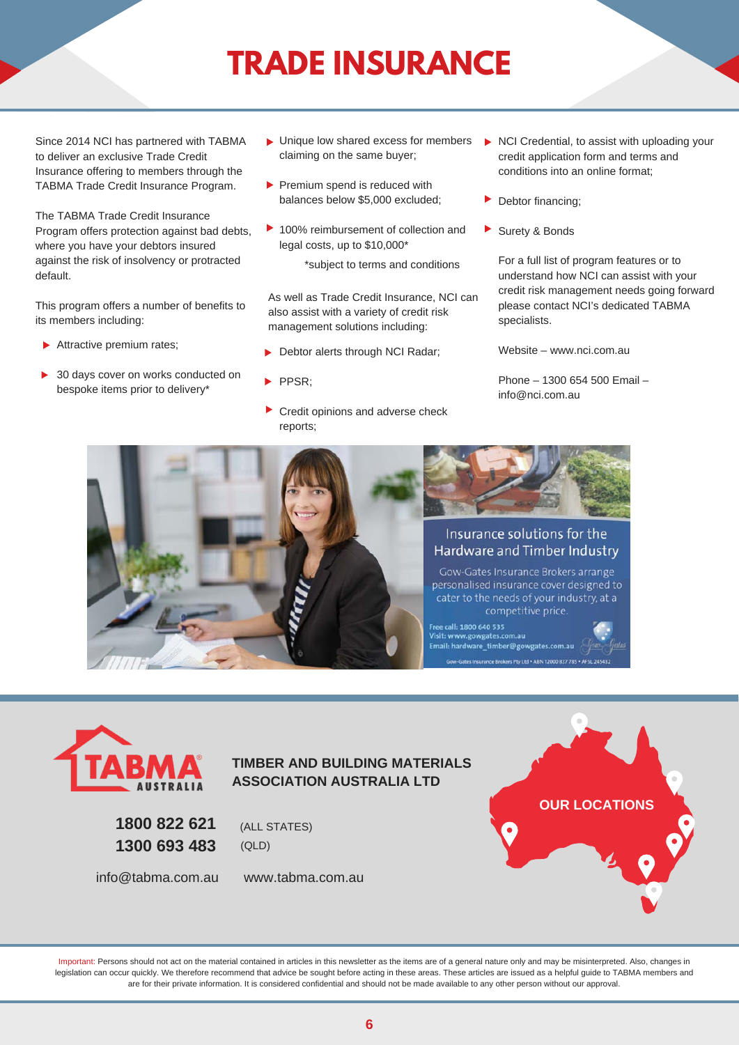# TRADE INSURANCE

Since 2014 NCI has partnered with TABMA to deliver an exclusive Trade Credit Insurance offering to members through the TABMA Trade Credit Insurance Program.

The TABMA Trade Credit Insurance Program offers protection against bad debts, where you have your debtors insured against the risk of insolvency or protracted default.

This program offers a number of benefits to its members including:

- Attractive premium rates;
- 30 days cover on works conducted on bespoke items prior to delivery*
- Unique low shared excess for members claiming on the same buyer;
- Premium spend is reduced with balances below $5,000 excluded;
- 100% reimbursement of collection and legal costs, up to $10,000*

*subject to terms and conditions

As well as Trade Credit Insurance, NCI can also assist with a variety of credit risk management solutions including:

- Debtor alerts through NCI Radar;
- PPSR;
- Credit opinions and adverse check reports;
- NCI Credential, to assist with uploading your credit application form and terms and conditions into an online format;
- Debtor financing;
- Surety & Bonds

For a full list of program features or to understand how NCI can assist with your credit risk management needs going forward please contact NCI's dedicated TABMA specialists.

Website – www.nci.com.au

Phone – 1300 654 500 Email – info@nci.com.au

Insurance solutions for the Hardware and Timber Industry

Gow-Gates Insurance Brokers arrange personalised insurance cover designed to cater to the needs of your industry, at a competitive price.

Free call: 1800 640 535
Visit: www.gowgates.com.au
Email: hardware_timber@gowgates.com.au

Gow-Gates Insurance Brokers Pty Ltd • ABN 12000 837 785 • AFSL 245432

**TIMBER AND BUILDING MATERIALS ASSOCIATION AUSTRALIA LTD**

**1800 822 621** (ALL STATES)
**1300 693 483** (QLD)

info@tabma.com.au  www.tabma.com.au

**OUR LOCATIONS**

Important: Persons should not act on the material contained in articles in this newsletter as the items are of a general nature only and may be misinterpreted. Also, changes in legislation can occur quickly. We therefore recommend that advice be sought before acting in these areas. These articles are issued as a helpful guide to TABMA members and are for their private information. It is considered confidential and should not be made available to any other person without our approval.